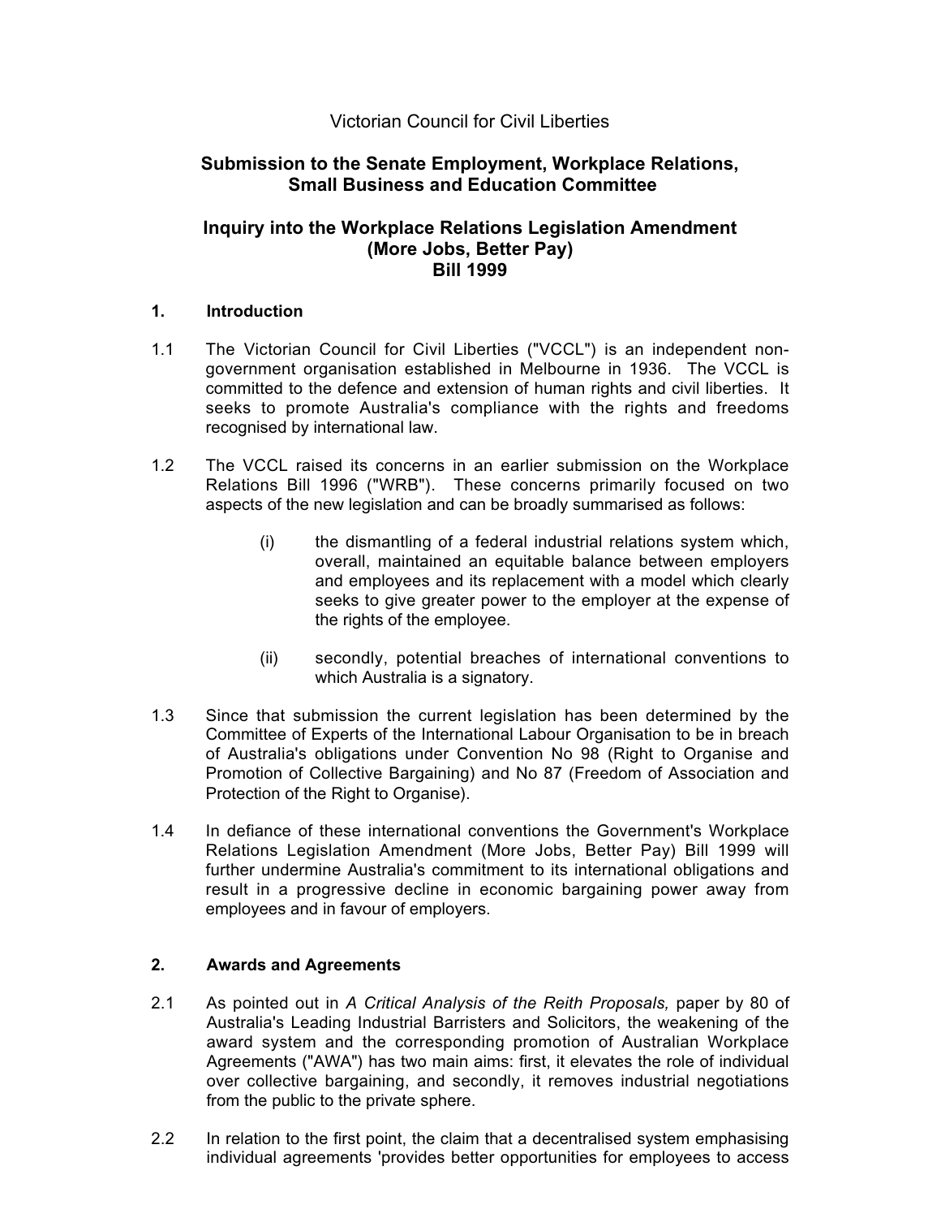Victorian Council for Civil Liberties

**Submission to the Senate Employment, Workplace Relations, Small Business and Education Committee**

**Inquiry into the Workplace Relations Legislation Amendment (More Jobs, Better Pay) Bill 1999**

## 1. Introduction

1.1 The Victorian Council for Civil Liberties ("VCCL") is an independent non-government organisation established in Melbourne in 1936. The VCCL is committed to the defence and extension of human rights and civil liberties. It seeks to promote Australia's compliance with the rights and freedoms recognised by international law.

1.2 The VCCL raised its concerns in an earlier submission on the Workplace Relations Bill 1996 ("WRB"). These concerns primarily focused on two aspects of the new legislation and can be broadly summarised as follows:

(i) the dismantling of a federal industrial relations system which, overall, maintained an equitable balance between employers and employees and its replacement with a model which clearly seeks to give greater power to the employer at the expense of the rights of the employee.

(ii) secondly, potential breaches of international conventions to which Australia is a signatory.

1.3 Since that submission the current legislation has been determined by the Committee of Experts of the International Labour Organisation to be in breach of Australia's obligations under Convention No 98 (Right to Organise and Promotion of Collective Bargaining) and No 87 (Freedom of Association and Protection of the Right to Organise).

1.4 In defiance of these international conventions the Government's Workplace Relations Legislation Amendment (More Jobs, Better Pay) Bill 1999 will further undermine Australia's commitment to its international obligations and result in a progressive decline in economic bargaining power away from employees and in favour of employers.

## 2. Awards and Agreements

2.1 As pointed out in *A Critical Analysis of the Reith Proposals,* paper by 80 of Australia's Leading Industrial Barristers and Solicitors, the weakening of the award system and the corresponding promotion of Australian Workplace Agreements ("AWA") has two main aims: first, it elevates the role of individual over collective bargaining, and secondly, it removes industrial negotiations from the public to the private sphere.

2.2 In relation to the first point, the claim that a decentralised system emphasising individual agreements 'provides better opportunities for employees to access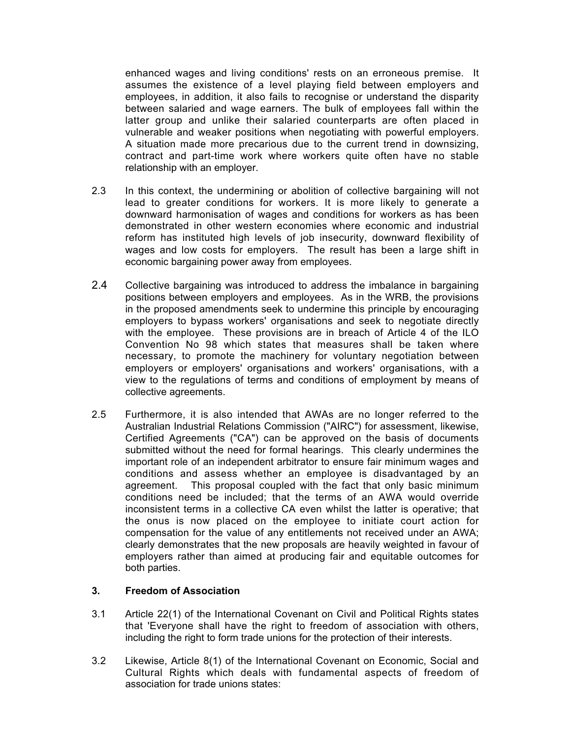enhanced wages and living conditions' rests on an erroneous premise. It assumes the existence of a level playing field between employers and employees, in addition, it also fails to recognise or understand the disparity between salaried and wage earners. The bulk of employees fall within the latter group and unlike their salaried counterparts are often placed in vulnerable and weaker positions when negotiating with powerful employers. A situation made more precarious due to the current trend in downsizing, contract and part-time work where workers quite often have no stable relationship with an employer.

2.3 In this context, the undermining or abolition of collective bargaining will not lead to greater conditions for workers. It is more likely to generate a downward harmonisation of wages and conditions for workers as has been demonstrated in other western economies where economic and industrial reform has instituted high levels of job insecurity, downward flexibility of wages and low costs for employers. The result has been a large shift in economic bargaining power away from employees.

2.4 Collective bargaining was introduced to address the imbalance in bargaining positions between employers and employees. As in the WRB, the provisions in the proposed amendments seek to undermine this principle by encouraging employers to bypass workers' organisations and seek to negotiate directly with the employee. These provisions are in breach of Article 4 of the ILO Convention No 98 which states that measures shall be taken where necessary, to promote the machinery for voluntary negotiation between employers or employers' organisations and workers' organisations, with a view to the regulations of terms and conditions of employment by means of collective agreements.

2.5 Furthermore, it is also intended that AWAs are no longer referred to the Australian Industrial Relations Commission ("AIRC") for assessment, likewise, Certified Agreements ("CA") can be approved on the basis of documents submitted without the need for formal hearings. This clearly undermines the important role of an independent arbitrator to ensure fair minimum wages and conditions and assess whether an employee is disadvantaged by an agreement. This proposal coupled with the fact that only basic minimum conditions need be included; that the terms of an AWA would override inconsistent terms in a collective CA even whilst the latter is operative; that the onus is now placed on the employee to initiate court action for compensation for the value of any entitlements not received under an AWA; clearly demonstrates that the new proposals are heavily weighted in favour of employers rather than aimed at producing fair and equitable outcomes for both parties.

### 3. Freedom of Association

3.1 Article 22(1) of the International Covenant on Civil and Political Rights states that 'Everyone shall have the right to freedom of association with others, including the right to form trade unions for the protection of their interests.

3.2 Likewise, Article 8(1) of the International Covenant on Economic, Social and Cultural Rights which deals with fundamental aspects of freedom of association for trade unions states: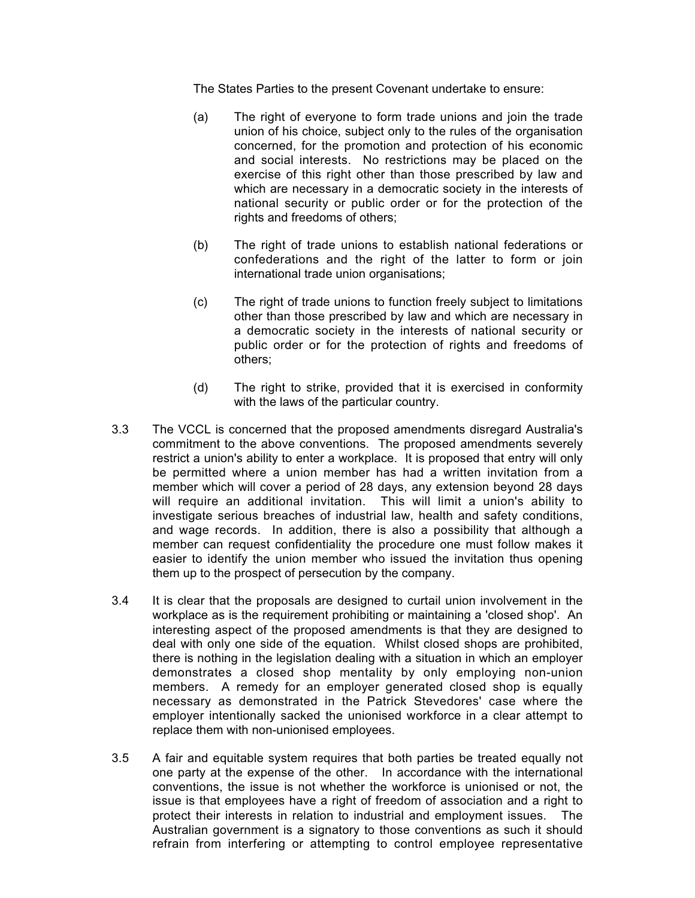The States Parties to the present Covenant undertake to ensure:

(a) The right of everyone to form trade unions and join the trade union of his choice, subject only to the rules of the organisation concerned, for the promotion and protection of his economic and social interests. No restrictions may be placed on the exercise of this right other than those prescribed by law and which are necessary in a democratic society in the interests of national security or public order or for the protection of the rights and freedoms of others;

(b) The right of trade unions to establish national federations or confederations and the right of the latter to form or join international trade union organisations;

(c) The right of trade unions to function freely subject to limitations other than those prescribed by law and which are necessary in a democratic society in the interests of national security or public order or for the protection of rights and freedoms of others;

(d) The right to strike, provided that it is exercised in conformity with the laws of the particular country.

3.3 The VCCL is concerned that the proposed amendments disregard Australia's commitment to the above conventions. The proposed amendments severely restrict a union's ability to enter a workplace. It is proposed that entry will only be permitted where a union member has had a written invitation from a member which will cover a period of 28 days, any extension beyond 28 days will require an additional invitation. This will limit a union's ability to investigate serious breaches of industrial law, health and safety conditions, and wage records. In addition, there is also a possibility that although a member can request confidentiality the procedure one must follow makes it easier to identify the union member who issued the invitation thus opening them up to the prospect of persecution by the company.

3.4 It is clear that the proposals are designed to curtail union involvement in the workplace as is the requirement prohibiting or maintaining a 'closed shop'. An interesting aspect of the proposed amendments is that they are designed to deal with only one side of the equation. Whilst closed shops are prohibited, there is nothing in the legislation dealing with a situation in which an employer demonstrates a closed shop mentality by only employing non-union members. A remedy for an employer generated closed shop is equally necessary as demonstrated in the Patrick Stevedores' case where the employer intentionally sacked the unionised workforce in a clear attempt to replace them with non-unionised employees.

3.5 A fair and equitable system requires that both parties be treated equally not one party at the expense of the other. In accordance with the international conventions, the issue is not whether the workforce is unionised or not, the issue is that employees have a right of freedom of association and a right to protect their interests in relation to industrial and employment issues. The Australian government is a signatory to those conventions as such it should refrain from interfering or attempting to control employee representative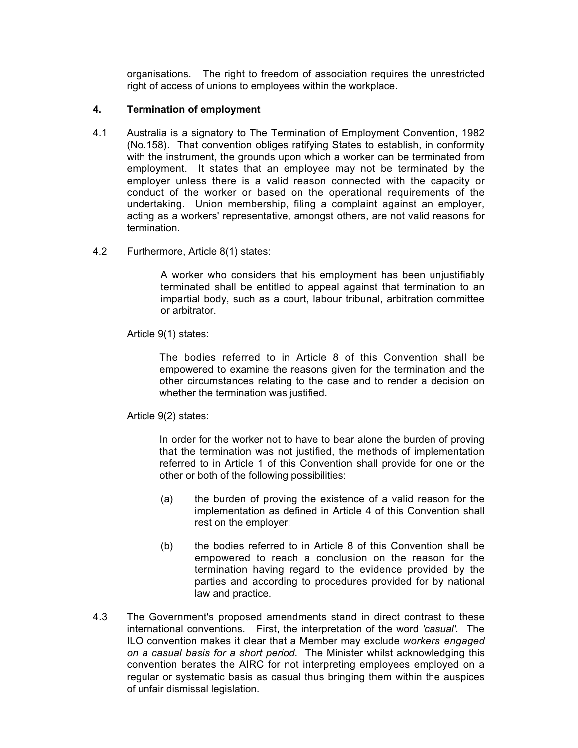organisations. The right to freedom of association requires the unrestricted right of access of unions to employees within the workplace.

## 4. Termination of employment

4.1 Australia is a signatory to The Termination of Employment Convention, 1982 (No.158). That convention obliges ratifying States to establish, in conformity with the instrument, the grounds upon which a worker can be terminated from employment. It states that an employee may not be terminated by the employer unless there is a valid reason connected with the capacity or conduct of the worker or based on the operational requirements of the undertaking. Union membership, filing a complaint against an employer, acting as a workers' representative, amongst others, are not valid reasons for termination.

4.2 Furthermore, Article 8(1) states:

> A worker who considers that his employment has been unjustifiably terminated shall be entitled to appeal against that termination to an impartial body, such as a court, labour tribunal, arbitration committee or arbitrator.

Article 9(1) states:

> The bodies referred to in Article 8 of this Convention shall be empowered to examine the reasons given for the termination and the other circumstances relating to the case and to render a decision on whether the termination was justified.

Article 9(2) states:

> In order for the worker not to have to bear alone the burden of proving that the termination was not justified, the methods of implementation referred to in Article 1 of this Convention shall provide for one or the other or both of the following possibilities:
>
> (a) the burden of proving the existence of a valid reason for the implementation as defined in Article 4 of this Convention shall rest on the employer;
>
> (b) the bodies referred to in Article 8 of this Convention shall be empowered to reach a conclusion on the reason for the termination having regard to the evidence provided by the parties and according to procedures provided for by national law and practice.

4.3 The Government's proposed amendments stand in direct contrast to these international conventions. First, the interpretation of the word *'casual'*. The ILO convention makes it clear that a Member may exclude *workers engaged on a casual basis <u>for a short period.</u>* The Minister whilst acknowledging this convention berates the AIRC for not interpreting employees employed on a regular or systematic basis as casual thus bringing them within the auspices of unfair dismissal legislation.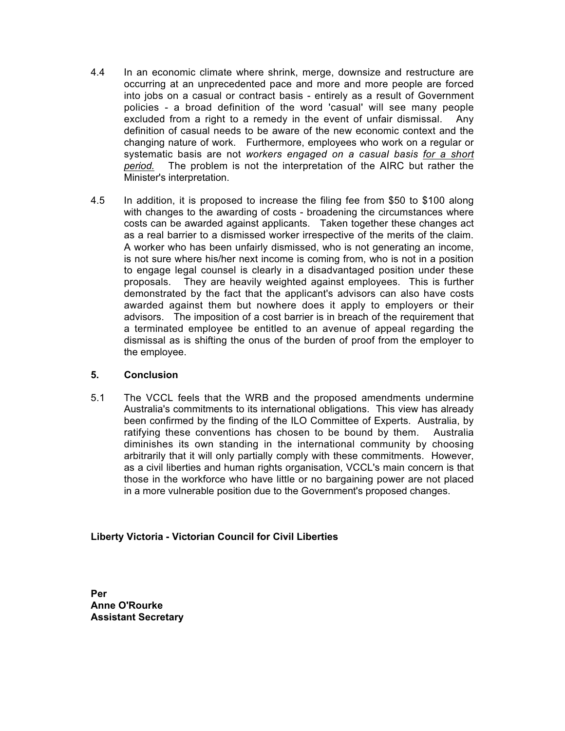4.4 In an economic climate where shrink, merge, downsize and restructure are occurring at an unprecedented pace and more and more people are forced into jobs on a casual or contract basis - entirely as a result of Government policies - a broad definition of the word 'casual' will see many people excluded from a right to a remedy in the event of unfair dismissal. Any definition of casual needs to be aware of the new economic context and the changing nature of work. Furthermore, employees who work on a regular or systematic basis are not *workers engaged on a casual basis* *<u>for a short period.</u>* The problem is not the interpretation of the AIRC but rather the Minister's interpretation.

4.5 In addition, it is proposed to increase the filing fee from $50 to $100 along with changes to the awarding of costs - broadening the circumstances where costs can be awarded against applicants. Taken together these changes act as a real barrier to a dismissed worker irrespective of the merits of the claim. A worker who has been unfairly dismissed, who is not generating an income, is not sure where his/her next income is coming from, who is not in a position to engage legal counsel is clearly in a disadvantaged position under these proposals. They are heavily weighted against employees. This is further demonstrated by the fact that the applicant's advisors can also have costs awarded against them but nowhere does it apply to employers or their advisors. The imposition of a cost barrier is in breach of the requirement that a terminated employee be entitled to an avenue of appeal regarding the dismissal as is shifting the onus of the burden of proof from the employer to the employee.

## 5. Conclusion

5.1 The VCCL feels that the WRB and the proposed amendments undermine Australia's commitments to its international obligations. This view has already been confirmed by the finding of the ILO Committee of Experts. Australia, by ratifying these conventions has chosen to be bound by them. Australia diminishes its own standing in the international community by choosing arbitrarily that it will only partially comply with these commitments. However, as a civil liberties and human rights organisation, VCCL's main concern is that those in the workforce who have little or no bargaining power are not placed in a more vulnerable position due to the Government's proposed changes.

**Liberty Victoria - Victorian Council for Civil Liberties**

**Per**
**Anne O'Rourke**
**Assistant Secretary**